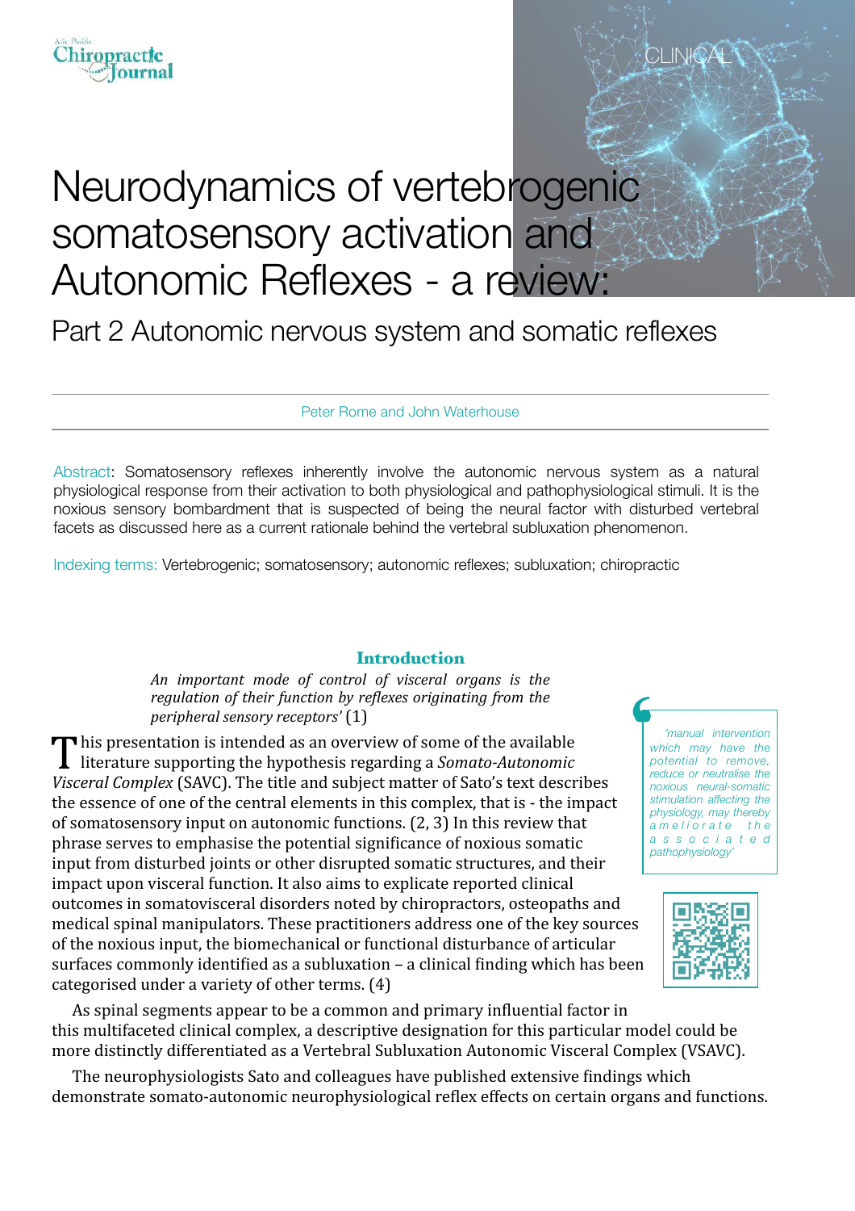CLINICAL

# Neurodynamics of vertebrogenic somatosensory activation and Autonomic Reflexes - a review:

## Part 2 Autonomic nervous system and somatic reflexes

Peter Rome and John Waterhouse

Abstract: Somatosensory reflexes inherently involve the autonomic nervous system as a natural physiological response from their activation to both physiological and pathophysiological stimuli. It is the noxious sensory bombardment that is suspected of being the neural factor with disturbed vertebral facets as discussed here as a current rationale behind the vertebral subluxation phenomenon.

Indexing terms: Vertebrogenic; somatosensory; autonomic reflexes; subluxation; chiropractic

### Introduction

> *An important mode of control of visceral organs is the regulation of their function by reflexes originating from the peripheral sensory receptors'* (1)

This presentation is intended as an overview of some of the available literature supporting the hypothesis regarding a *Somato-Autonomic Visceral Complex* (SAVC). The title and subject matter of Sato's text describes the essence of one of the central elements in this complex, that is - the impact of somatosensory input on autonomic functions. (2, 3) In this review that phrase serves to emphasise the potential significance of noxious somatic input from disturbed joints or other disrupted somatic structures, and their impact upon visceral function. It also aims to explicate reported clinical outcomes in somatovisceral disorders noted by chiropractors, osteopaths and medical spinal manipulators. These practitioners address one of the key sources of the noxious input, the biomechanical or functional disturbance of articular surfaces commonly identified as a subluxation – a clinical finding which has been categorised under a variety of other terms. (4)

> *'manual intervention which may have the potential to remove, reduce or neutralise the noxious neural-somatic stimulation affecting the physiology, may thereby ameliorate the associated pathophysiology'*

As spinal segments appear to be a common and primary influential factor in this multifaceted clinical complex, a descriptive designation for this particular model could be more distinctly differentiated as a Vertebral Subluxation Autonomic Visceral Complex (VSAVC).

The neurophysiologists Sato and colleagues have published extensive findings which demonstrate somato-autonomic neurophysiological reflex effects on certain organs and functions.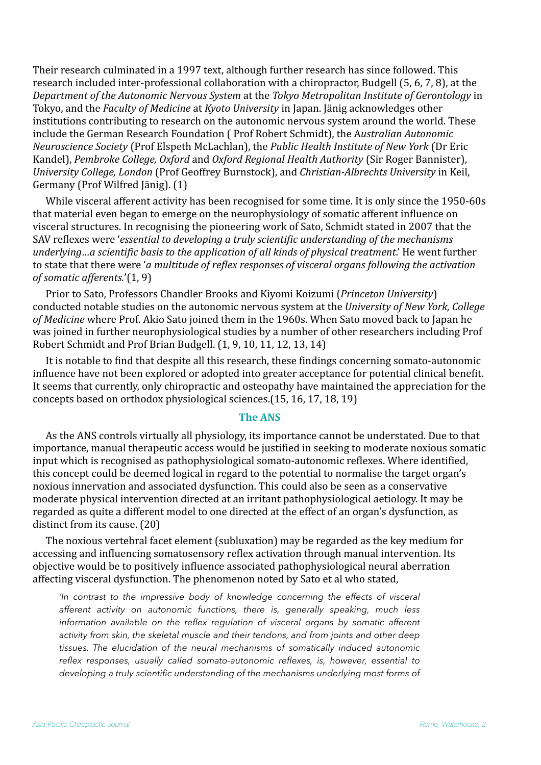Their research culminated in a 1997 text, although further research has since followed. This research included inter-professional collaboration with a chiropractor, Budgell (5, 6, 7, 8), at the *Department of the Autonomic Nervous System* at the *Tokyo Metropolitan Institute of Gerontology* in Tokyo, and the *Faculty of Medicine* at *Kyoto University* in Japan. Jänig acknowledges other institutions contributing to research on the autonomic nervous system around the world. These include the German Research Foundation ( Prof Robert Schmidt), the A*ustralian Autonomic Neuroscience Society* (Prof Elspeth McLachlan), the *Public Health Institute of New York* (Dr Eric Kandel), *Pembroke College, Oxford* and *Oxford Regional Health Authority* (Sir Roger Bannister), *University College, London* (Prof Geoffrey Burnstock), and *Christian-Albrechts University* in Keil, Germany (Prof Wilfred Jänig). (1)

While visceral afferent activity has been recognised for some time. It is only since the 1950-60s that material even began to emerge on the neurophysiology of somatic afferent influence on visceral structures. In recognising the pioneering work of Sato, Schmidt stated in 2007 that the SAV reflexes were '*essential to developing a truly scientific understanding of the mechanisms underlying…a scientific basis to the application of all kinds of physical treatment*.' He went further to state that there were '*a multitude of reflex responses of visceral organs following the activation of somatic afferents.*'(1, 9)

Prior to Sato, Professors Chandler Brooks and Kiyomi Koizumi (*Princeton University*) conducted notable studies on the autonomic nervous system at the *University of New York, College of Medicine* where Prof. Akio Sato joined them in the 1960s. When Sato moved back to Japan he was joined in further neurophysiological studies by a number of other researchers including Prof Robert Schmidt and Prof Brian Budgell. (1, 9, 10, 11, 12, 13, 14)

It is notable to find that despite all this research, these findings concerning somato-autonomic influence have not been explored or adopted into greater acceptance for potential clinical benefit. It seems that currently, only chiropractic and osteopathy have maintained the appreciation for the concepts based on orthodox physiological sciences.(15, 16, 17, 18, 19)

## The ANS

As the ANS controls virtually all physiology, its importance cannot be understated. Due to that importance, manual therapeutic access would be justified in seeking to moderate noxious somatic input which is recognised as pathophysiological somato-autonomic reflexes. Where identified, this concept could be deemed logical in regard to the potential to normalise the target organ's noxious innervation and associated dysfunction. This could also be seen as a conservative moderate physical intervention directed at an irritant pathophysiological aetiology. It may be regarded as quite a different model to one directed at the effect of an organ's dysfunction, as distinct from its cause. (20)

The noxious vertebral facet element (subluxation) may be regarded as the key medium for accessing and influencing somatosensory reflex activation through manual intervention. Its objective would be to positively influence associated pathophysiological neural aberration affecting visceral dysfunction. The phenomenon noted by Sato et al who stated,

> *'In contrast to the impressive body of knowledge concerning the effects of visceral afferent activity on autonomic functions, there is, generally speaking, much less information available on the reflex regulation of visceral organs by somatic afferent activity from skin, the skeletal muscle and their tendons, and from joints and other deep tissues. The elucidation of the neural mechanisms of somatically induced autonomic reflex responses, usually called somato-autonomic reflexes, is, however, essential to developing a truly scientific understanding of the mechanisms underlying most forms of*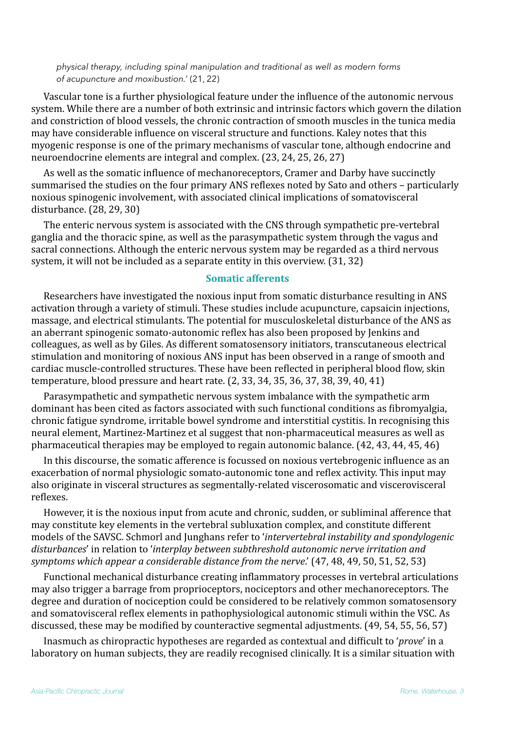*physical therapy, including spinal manipulation and traditional as well as modern forms of acupuncture and moxibustion.*' (21, 22)

Vascular tone is a further physiological feature under the influence of the autonomic nervous system. While there are a number of both extrinsic and intrinsic factors which govern the dilation and constriction of blood vessels, the chronic contraction of smooth muscles in the tunica media may have considerable influence on visceral structure and functions. Kaley notes that this myogenic response is one of the primary mechanisms of vascular tone, although endocrine and neuroendocrine elements are integral and complex. (23, 24, 25, 26, 27)

As well as the somatic influence of mechanoreceptors, Cramer and Darby have succinctly summarised the studies on the four primary ANS reflexes noted by Sato and others – particularly noxious spinogenic involvement, with associated clinical implications of somatovisceral disturbance. (28, 29, 30)

The enteric nervous system is associated with the CNS through sympathetic pre-vertebral ganglia and the thoracic spine, as well as the parasympathetic system through the vagus and sacral connections. Although the enteric nervous system may be regarded as a third nervous system, it will not be included as a separate entity in this overview. (31, 32)

## Somatic afferents

Researchers have investigated the noxious input from somatic disturbance resulting in ANS activation through a variety of stimuli. These studies include acupuncture, capsaicin injections, massage, and electrical stimulants. The potential for musculoskeletal disturbance of the ANS as an aberrant spinogenic somato-autonomic reflex has also been proposed by Jenkins and colleagues, as well as by Giles. As different somatosensory initiators, transcutaneous electrical stimulation and monitoring of noxious ANS input has been observed in a range of smooth and cardiac muscle-controlled structures. These have been reflected in peripheral blood flow, skin temperature, blood pressure and heart rate. (2, 33, 34, 35, 36, 37, 38, 39, 40, 41)

Parasympathetic and sympathetic nervous system imbalance with the sympathetic arm dominant has been cited as factors associated with such functional conditions as fibromyalgia, chronic fatigue syndrome, irritable bowel syndrome and interstitial cystitis. In recognising this neural element, Martinez-Martinez et al suggest that non-pharmaceutical measures as well as pharmaceutical therapies may be employed to regain autonomic balance. (42, 43, 44, 45, 46)

In this discourse, the somatic afference is focussed on noxious vertebrogenic influence as an exacerbation of normal physiologic somato-autonomic tone and reflex activity. This input may also originate in visceral structures as segmentally-related viscerosomatic and viscerovisceral reflexes.

However, it is the noxious input from acute and chronic, sudden, or subliminal afference that may constitute key elements in the vertebral subluxation complex, and constitute different models of the SAVSC. Schmorl and Junghans refer to '*intervertebral instability and spondylogenic disturbances*' in relation to '*interplay between subthreshold autonomic nerve irritation and symptoms which appear a considerable distance from the nerve.*' (47, 48, 49, 50, 51, 52, 53)

Functional mechanical disturbance creating inflammatory processes in vertebral articulations may also trigger a barrage from proprioceptors, nociceptors and other mechanoreceptors. The degree and duration of nociception could be considered to be relatively common somatosensory and somatovisceral reflex elements in pathophysiological autonomic stimuli within the VSC. As discussed, these may be modified by counteractive segmental adjustments. (49, 54, 55, 56, 57)

Inasmuch as chiropractic hypotheses are regarded as contextual and difficult to '*prove*' in a laboratory on human subjects, they are readily recognised clinically. It is a similar situation with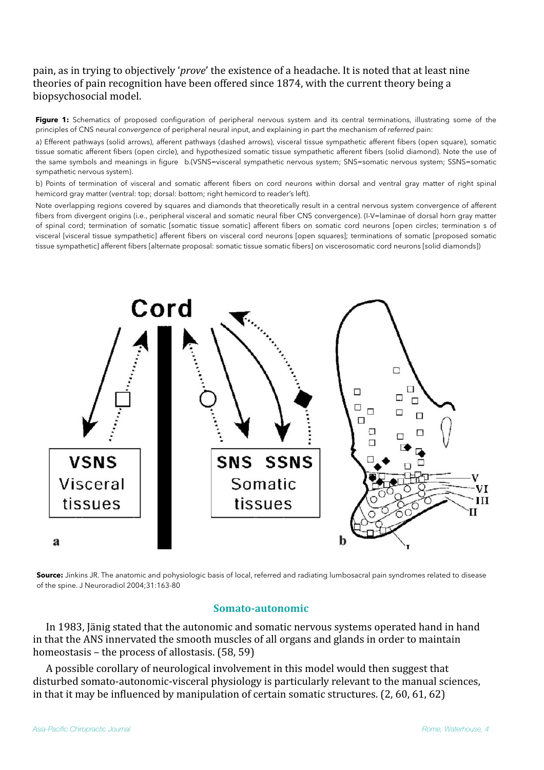pain, as in trying to objectively '*prove*' the existence of a headache. It is noted that at least nine theories of pain recognition have been offered since 1874, with the current theory being a biopsychosocial model.

**Figure 1:** Schematics of proposed configuration of peripheral nervous system and its central terminations, illustrating some of the principles of CNS neural *convergence* of peripheral neural input, and explaining in part the mechanism of *referred* pain:

a) Efferent pathways (solid arrows), afferent pathways (dashed arrows), visceral tissue sympathetic afferent fibers (open square), somatic tissue somatic afferent fibers (open circle), and hypothesized somatic tissue sympathetic afferent fibers (solid diamond). Note the use of the same symbols and meanings in figure b.(VSNS=visceral sympathetic nervous system; SNS=somatic nervous system; SSNS=somatic sympathetic nervous system).

b) Points of termination of visceral and somatic afferent fibers on cord neurons within dorsal and ventral gray matter of right spinal hemicord gray matter (ventral: top; dorsal: bottom; right hemicord to reader's left).

Note overlapping regions covered by squares and diamonds that theoretically result in a central nervous system convergence of afferent fibers from divergent origins (i.e., peripheral visceral and somatic neural fiber CNS convergence). (I-V=laminae of dorsal horn gray matter of spinal cord; termination of somatic [somatic tissue somatic] afferent fibers on somatic cord neurons [open circles; termination s of visceral [visceral tissue sympathetic] afferent fibers on visceral cord neurons [open squares]; terminations of somatic [proposed somatic tissue sympathetic] afferent fibers [alternate proposal: somatic tissue somatic fibers] on viscerosomatic cord neurons [solid diamonds])

**Source:** Jinkins JR. The anatomic and pohysiologic basis of local, referred and radiating lumbosacral pain syndromes related to disease of the spine. J Neuroradiol 2004;31:163-80

## Somato-autonomic

In 1983, Jänig stated that the autonomic and somatic nervous systems operated hand in hand in that the ANS innervated the smooth muscles of all organs and glands in order to maintain homeostasis – the process of allostasis. (58, 59)

A possible corollary of neurological involvement in this model would then suggest that disturbed somato-autonomic-visceral physiology is particularly relevant to the manual sciences, in that it may be influenced by manipulation of certain somatic structures. (2, 60, 61, 62)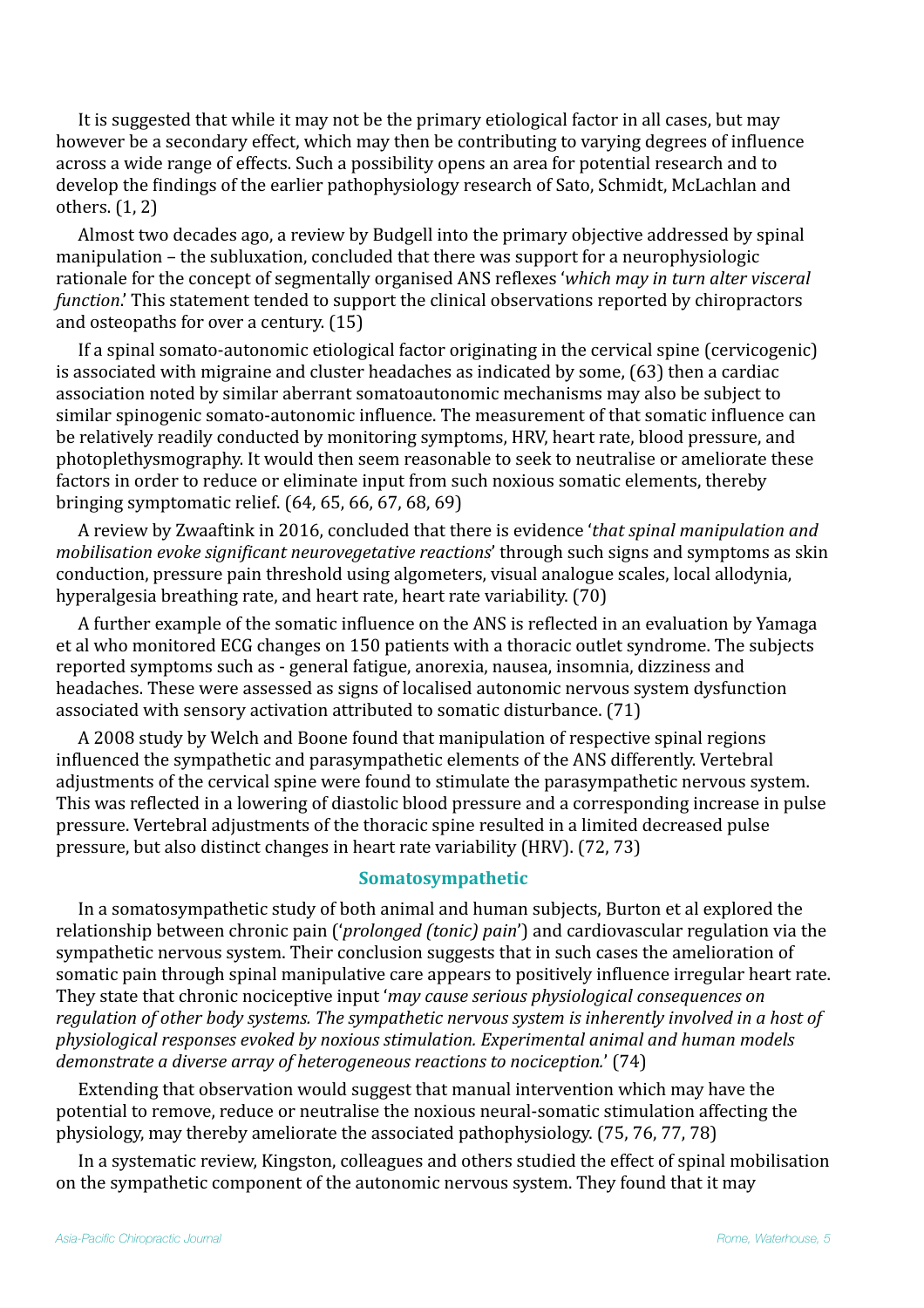It is suggested that while it may not be the primary etiological factor in all cases, but may however be a secondary effect, which may then be contributing to varying degrees of influence across a wide range of effects. Such a possibility opens an area for potential research and to develop the findings of the earlier pathophysiology research of Sato, Schmidt, McLachlan and others. (1, 2)

Almost two decades ago, a review by Budgell into the primary objective addressed by spinal manipulation – the subluxation, concluded that there was support for a neurophysiologic rationale for the concept of segmentally organised ANS reflexes '*which may in turn alter visceral function*.' This statement tended to support the clinical observations reported by chiropractors and osteopaths for over a century. (15)

If a spinal somato-autonomic etiological factor originating in the cervical spine (cervicogenic) is associated with migraine and cluster headaches as indicated by some, (63) then a cardiac association noted by similar aberrant somatoautonomic mechanisms may also be subject to similar spinogenic somato-autonomic influence. The measurement of that somatic influence can be relatively readily conducted by monitoring symptoms, HRV, heart rate, blood pressure, and photoplethysmography. It would then seem reasonable to seek to neutralise or ameliorate these factors in order to reduce or eliminate input from such noxious somatic elements, thereby bringing symptomatic relief. (64, 65, 66, 67, 68, 69)

A review by Zwaaftink in 2016, concluded that there is evidence '*that spinal manipulation and mobilisation evoke significant neurovegetative reactions*' through such signs and symptoms as skin conduction, pressure pain threshold using algometers, visual analogue scales, local allodynia, hyperalgesia breathing rate, and heart rate, heart rate variability. (70)

A further example of the somatic influence on the ANS is reflected in an evaluation by Yamaga et al who monitored ECG changes on 150 patients with a thoracic outlet syndrome. The subjects reported symptoms such as - general fatigue, anorexia, nausea, insomnia, dizziness and headaches. These were assessed as signs of localised autonomic nervous system dysfunction associated with sensory activation attributed to somatic disturbance. (71)

A 2008 study by Welch and Boone found that manipulation of respective spinal regions influenced the sympathetic and parasympathetic elements of the ANS differently. Vertebral adjustments of the cervical spine were found to stimulate the parasympathetic nervous system. This was reflected in a lowering of diastolic blood pressure and a corresponding increase in pulse pressure. Vertebral adjustments of the thoracic spine resulted in a limited decreased pulse pressure, but also distinct changes in heart rate variability (HRV). (72, 73)

## Somatosympathetic

In a somatosympathetic study of both animal and human subjects, Burton et al explored the relationship between chronic pain ('*prolonged (tonic) pain*') and cardiovascular regulation via the sympathetic nervous system. Their conclusion suggests that in such cases the amelioration of somatic pain through spinal manipulative care appears to positively influence irregular heart rate. They state that chronic nociceptive input '*may cause serious physiological consequences on regulation of other body systems. The sympathetic nervous system is inherently involved in a host of physiological responses evoked by noxious stimulation. Experimental animal and human models demonstrate a diverse array of heterogeneous reactions to nociception.*' (74)

Extending that observation would suggest that manual intervention which may have the potential to remove, reduce or neutralise the noxious neural-somatic stimulation affecting the physiology, may thereby ameliorate the associated pathophysiology. (75, 76, 77, 78)

In a systematic review, Kingston, colleagues and others studied the effect of spinal mobilisation on the sympathetic component of the autonomic nervous system. They found that it may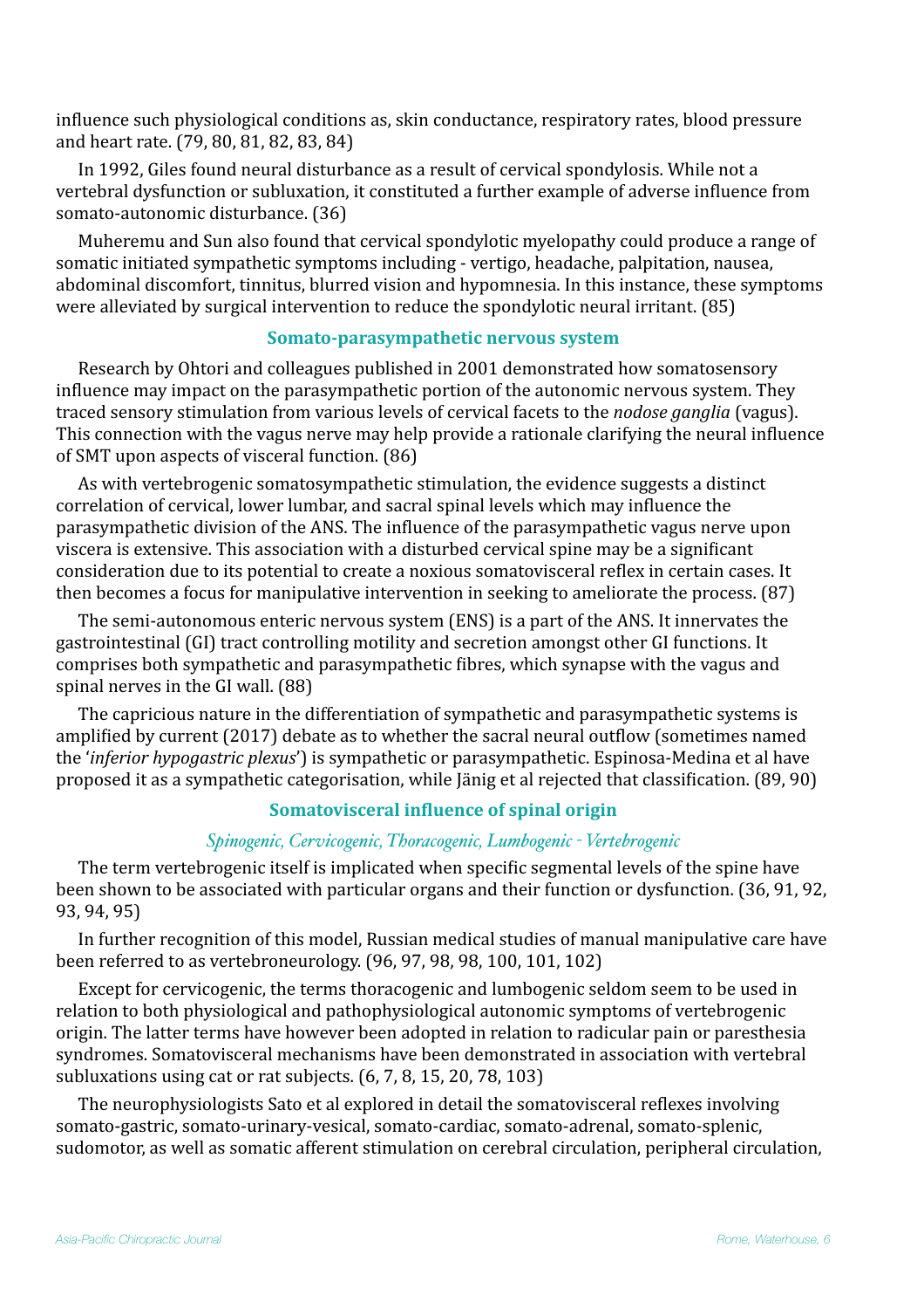influence such physiological conditions as, skin conductance, respiratory rates, blood pressure and heart rate. (79, 80, 81, 82, 83, 84)

In 1992, Giles found neural disturbance as a result of cervical spondylosis. While not a vertebral dysfunction or subluxation, it constituted a further example of adverse influence from somato-autonomic disturbance. (36)

Muheremu and Sun also found that cervical spondylotic myelopathy could produce a range of somatic initiated sympathetic symptoms including - vertigo, headache, palpitation, nausea, abdominal discomfort, tinnitus, blurred vision and hypomnesia. In this instance, these symptoms were alleviated by surgical intervention to reduce the spondylotic neural irritant. (85)

## Somato-parasympathetic nervous system

Research by Ohtori and colleagues published in 2001 demonstrated how somatosensory influence may impact on the parasympathetic portion of the autonomic nervous system. They traced sensory stimulation from various levels of cervical facets to the *nodose ganglia* (vagus). This connection with the vagus nerve may help provide a rationale clarifying the neural influence of SMT upon aspects of visceral function. (86)

As with vertebrogenic somatosympathetic stimulation, the evidence suggests a distinct correlation of cervical, lower lumbar, and sacral spinal levels which may influence the parasympathetic division of the ANS. The influence of the parasympathetic vagus nerve upon viscera is extensive. This association with a disturbed cervical spine may be a significant consideration due to its potential to create a noxious somatovisceral reflex in certain cases. It then becomes a focus for manipulative intervention in seeking to ameliorate the process. (87)

The semi-autonomous enteric nervous system (ENS) is a part of the ANS. It innervates the gastrointestinal (GI) tract controlling motility and secretion amongst other GI functions. It comprises both sympathetic and parasympathetic fibres, which synapse with the vagus and spinal nerves in the GI wall. (88)

The capricious nature in the differentiation of sympathetic and parasympathetic systems is amplified by current (2017) debate as to whether the sacral neural outflow (sometimes named the '*inferior hypogastric plexus*') is sympathetic or parasympathetic. Espinosa-Medina et al have proposed it as a sympathetic categorisation, while Jänig et al rejected that classification. (89, 90)

## Somatovisceral influence of spinal origin

### *Spinogenic, Cervicogenic, Thoracogenic, Lumbogenic - Vertebrogenic*

The term vertebrogenic itself is implicated when specific segmental levels of the spine have been shown to be associated with particular organs and their function or dysfunction. (36, 91, 92, 93, 94, 95)

In further recognition of this model, Russian medical studies of manual manipulative care have been referred to as vertebroneurology. (96, 97, 98, 98, 100, 101, 102)

Except for cervicogenic, the terms thoracogenic and lumbogenic seldom seem to be used in relation to both physiological and pathophysiological autonomic symptoms of vertebrogenic origin. The latter terms have however been adopted in relation to radicular pain or paresthesia syndromes. Somatovisceral mechanisms have been demonstrated in association with vertebral subluxations using cat or rat subjects. (6, 7, 8, 15, 20, 78, 103)

The neurophysiologists Sato et al explored in detail the somatovisceral reflexes involving somato-gastric, somato-urinary-vesical, somato-cardiac, somato-adrenal, somato-splenic, sudomotor, as well as somatic afferent stimulation on cerebral circulation, peripheral circulation,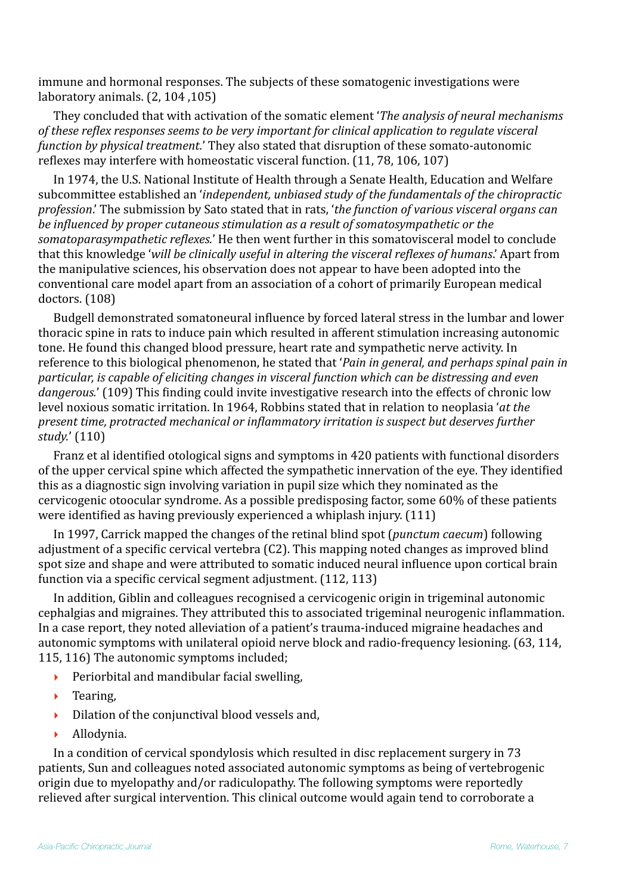immune and hormonal responses. The subjects of these somatogenic investigations were laboratory animals. (2, 104 ,105)

They concluded that with activation of the somatic element '*The analysis of neural mechanisms of these reflex responses seems to be very important for clinical application to regulate visceral function by physical treatment.*' They also stated that disruption of these somato-autonomic reflexes may interfere with homeostatic visceral function. (11, 78, 106, 107)

In 1974, the U.S. National Institute of Health through a Senate Health, Education and Welfare subcommittee established an '*independent, unbiased study of the fundamentals of the chiropractic profession*.' The submission by Sato stated that in rats, '*the function of various visceral organs can be influenced by proper cutaneous stimulation as a result of somatosympathetic or the somatoparasympathetic reflexes.*' He then went further in this somatovisceral model to conclude that this knowledge '*will be clinically useful in altering the visceral reflexes of humans*.' Apart from the manipulative sciences, his observation does not appear to have been adopted into the conventional care model apart from an association of a cohort of primarily European medical doctors. (108)

Budgell demonstrated somatoneural influence by forced lateral stress in the lumbar and lower thoracic spine in rats to induce pain which resulted in afferent stimulation increasing autonomic tone. He found this changed blood pressure, heart rate and sympathetic nerve activity. In reference to this biological phenomenon, he stated that '*Pain in general, and perhaps spinal pain in particular, is capable of eliciting changes in visceral function which can be distressing and even dangerous.*' (109) This finding could invite investigative research into the effects of chronic low level noxious somatic irritation. In 1964, Robbins stated that in relation to neoplasia '*at the present time, protracted mechanical or inflammatory irritation is suspect but deserves further study.*' (110)

Franz et al identified otological signs and symptoms in 420 patients with functional disorders of the upper cervical spine which affected the sympathetic innervation of the eye. They identified this as a diagnostic sign involving variation in pupil size which they nominated as the cervicogenic otoocular syndrome. As a possible predisposing factor, some 60% of these patients were identified as having previously experienced a whiplash injury. (111)

In 1997, Carrick mapped the changes of the retinal blind spot (*punctum caecum*) following adjustment of a specific cervical vertebra (C2). This mapping noted changes as improved blind spot size and shape and were attributed to somatic induced neural influence upon cortical brain function via a specific cervical segment adjustment. (112, 113)

In addition, Giblin and colleagues recognised a cervicogenic origin in trigeminal autonomic cephalgias and migraines. They attributed this to associated trigeminal neurogenic inflammation. In a case report, they noted alleviation of a patient's trauma-induced migraine headaches and autonomic symptoms with unilateral opioid nerve block and radio-frequency lesioning. (63, 114, 115, 116) The autonomic symptoms included;

- Periorbital and mandibular facial swelling,
- Tearing,
- Dilation of the conjunctival blood vessels and,
- Allodynia.

In a condition of cervical spondylosis which resulted in disc replacement surgery in 73 patients, Sun and colleagues noted associated autonomic symptoms as being of vertebrogenic origin due to myelopathy and/or radiculopathy. The following symptoms were reportedly relieved after surgical intervention. This clinical outcome would again tend to corroborate a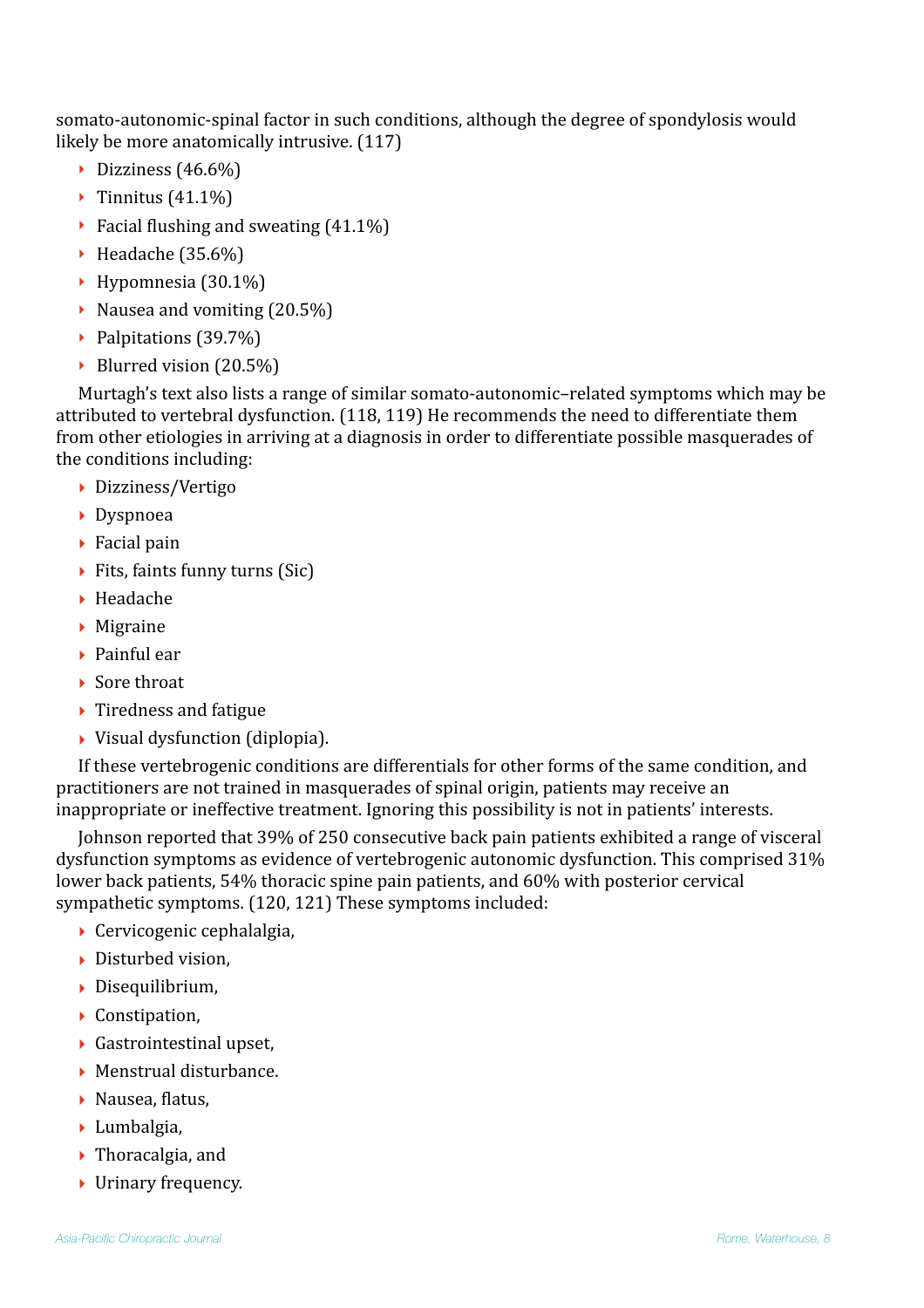somato-autonomic-spinal factor in such conditions, although the degree of spondylosis would likely be more anatomically intrusive. (117)

- Dizziness (46.6%)
- Tinnitus (41.1%)
- Facial flushing and sweating (41.1%)
- Headache (35.6%)
- Hypomnesia (30.1%)
- Nausea and vomiting (20.5%)
- Palpitations (39.7%)
- Blurred vision (20.5%)

Murtagh's text also lists a range of similar somato-autonomic–related symptoms which may be attributed to vertebral dysfunction. (118, 119) He recommends the need to differentiate them from other etiologies in arriving at a diagnosis in order to differentiate possible masquerades of the conditions including:

- Dizziness/Vertigo
- Dyspnoea
- Facial pain
- Fits, faints funny turns (Sic)
- Headache
- Migraine
- Painful ear
- Sore throat
- Tiredness and fatigue
- Visual dysfunction (diplopia).

If these vertebrogenic conditions are differentials for other forms of the same condition, and practitioners are not trained in masquerades of spinal origin, patients may receive an inappropriate or ineffective treatment. Ignoring this possibility is not in patients' interests.

Johnson reported that 39% of 250 consecutive back pain patients exhibited a range of visceral dysfunction symptoms as evidence of vertebrogenic autonomic dysfunction. This comprised 31% lower back patients, 54% thoracic spine pain patients, and 60% with posterior cervical sympathetic symptoms. (120, 121) These symptoms included:

- Cervicogenic cephalalgia,
- Disturbed vision,
- Disequilibrium,
- Constipation,
- Gastrointestinal upset,
- Menstrual disturbance.
- Nausea, flatus,
- Lumbalgia,
- Thoracalgia, and
- Urinary frequency.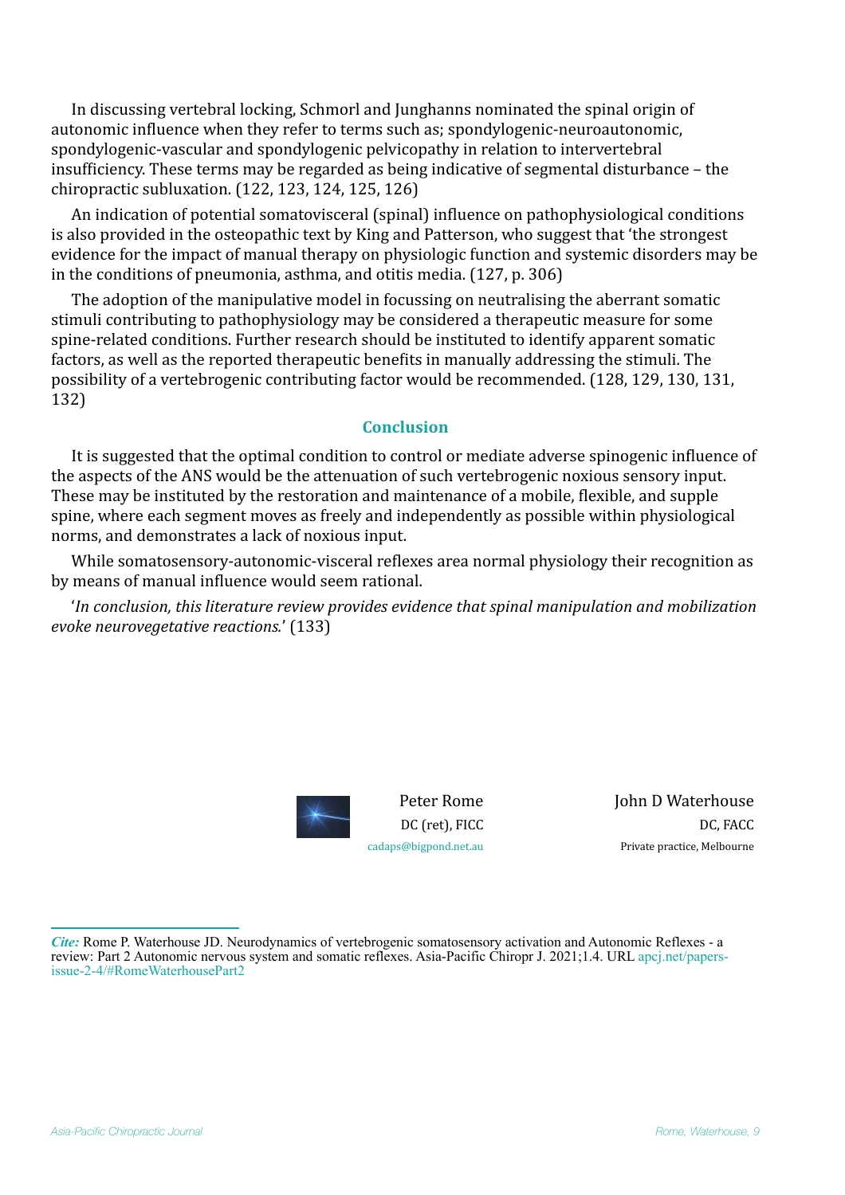In discussing vertebral locking, Schmorl and Junghanns nominated the spinal origin of autonomic influence when they refer to terms such as; spondylogenic-neuroautonomic, spondylogenic-vascular and spondylogenic pelvicopathy in relation to intervertebral insufficiency. These terms may be regarded as being indicative of segmental disturbance – the chiropractic subluxation. (122, 123, 124, 125, 126)

An indication of potential somatovisceral (spinal) influence on pathophysiological conditions is also provided in the osteopathic text by King and Patterson, who suggest that 'the strongest evidence for the impact of manual therapy on physiologic function and systemic disorders may be in the conditions of pneumonia, asthma, and otitis media. (127, p. 306)

The adoption of the manipulative model in focussing on neutralising the aberrant somatic stimuli contributing to pathophysiology may be considered a therapeutic measure for some spine-related conditions. Further research should be instituted to identify apparent somatic factors, as well as the reported therapeutic benefits in manually addressing the stimuli. The possibility of a vertebrogenic contributing factor would be recommended. (128, 129, 130, 131, 132)

## Conclusion

It is suggested that the optimal condition to control or mediate adverse spinogenic influence of the aspects of the ANS would be the attenuation of such vertebrogenic noxious sensory input. These may be instituted by the restoration and maintenance of a mobile, flexible, and supple spine, where each segment moves as freely and independently as possible within physiological norms, and demonstrates a lack of noxious input.

While somatosensory-autonomic-visceral reflexes area normal physiology their recognition as by means of manual influence would seem rational.

'*In conclusion, this literature review provides evidence that spinal manipulation and mobilization evoke neurovegetative reactions.*' (133)

Peter Rome
DC (ret), FICC
cadaps@bigpond.net.au

John D Waterhouse
DC, FACC
Private practice, Melbourne

***Cite:*** Rome P. Waterhouse JD. Neurodynamics of vertebrogenic somatosensory activation and Autonomic Reflexes - a review: Part 2 Autonomic nervous system and somatic reflexes. Asia-Pacific Chiropr J. 2021;1.4. URL apcj.net/papers-issue-2-4/#RomeWaterhousePart2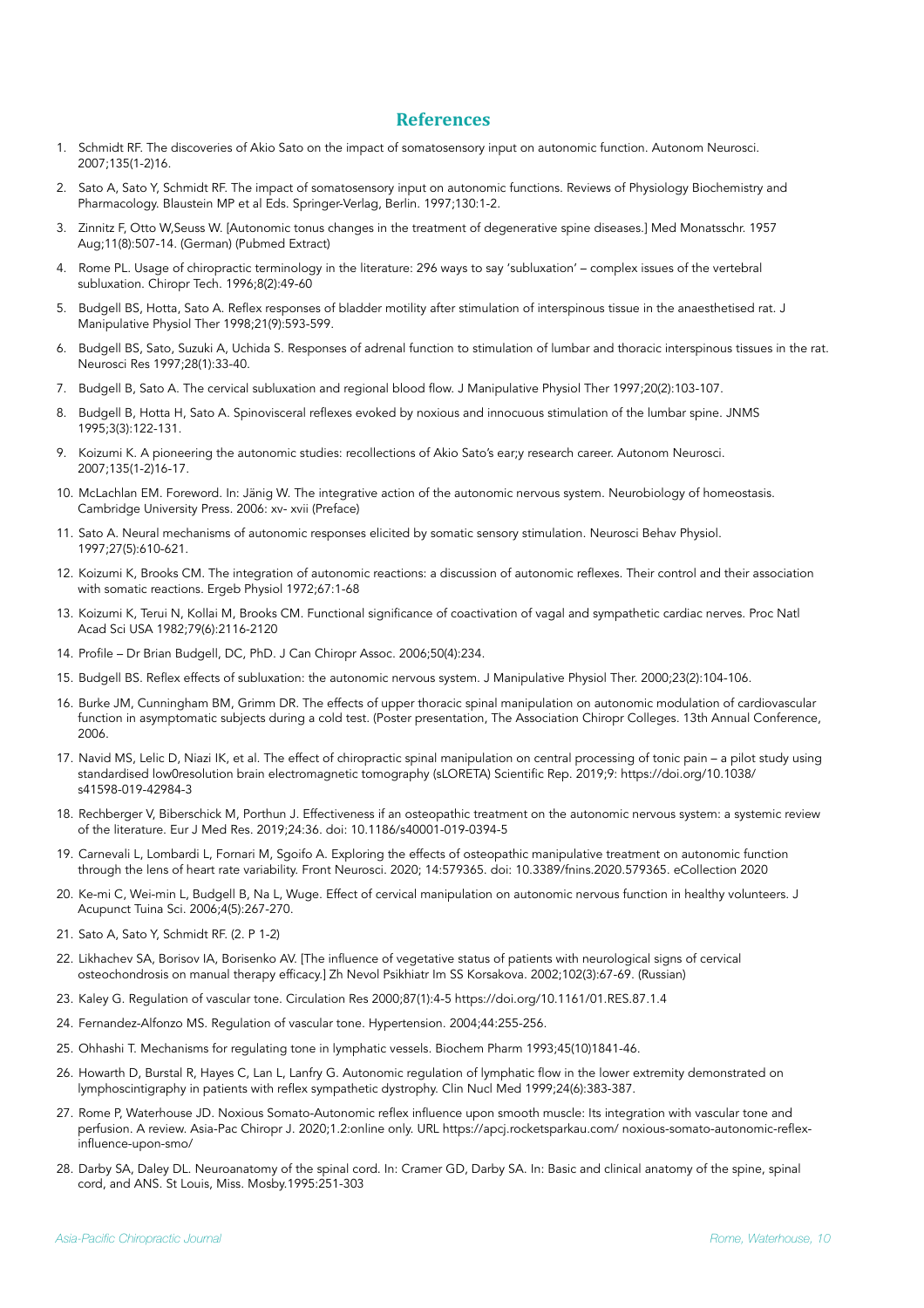## References

1. Schmidt RF. The discoveries of Akio Sato on the impact of somatosensory input on autonomic function. Autonom Neurosci. 2007;135(1-2)16.
2. Sato A, Sato Y, Schmidt RF. The impact of somatosensory input on autonomic functions. Reviews of Physiology Biochemistry and Pharmacology. Blaustein MP et al Eds. Springer-Verlag, Berlin. 1997;130:1-2.
3. Zinnitz F, Otto W,Seuss W. [Autonomic tonus changes in the treatment of degenerative spine diseases.] Med Monatsschr. 1957 Aug;11(8):507-14. (German) (Pubmed Extract)
4. Rome PL. Usage of chiropractic terminology in the literature: 296 ways to say 'subluxation' – complex issues of the vertebral subluxation. Chiropr Tech. 1996;8(2):49-60
5. Budgell BS, Hotta, Sato A. Reflex responses of bladder motility after stimulation of interspinous tissue in the anaesthetised rat. J Manipulative Physiol Ther 1998;21(9):593-599.
6. Budgell BS, Sato, Suzuki A, Uchida S. Responses of adrenal function to stimulation of lumbar and thoracic interspinous tissues in the rat. Neurosci Res 1997;28(1):33-40.
7. Budgell B, Sato A. The cervical subluxation and regional blood flow. J Manipulative Physiol Ther 1997;20(2):103-107.
8. Budgell B, Hotta H, Sato A. Spinovisceral reflexes evoked by noxious and innocuous stimulation of the lumbar spine. JNMS 1995;3(3):122-131.
9. Koizumi K. A pioneering the autonomic studies: recollections of Akio Sato's ear;y research career. Autonom Neurosci. 2007;135(1-2)16-17.
10. McLachlan EM. Foreword. In: Jänig W. The integrative action of the autonomic nervous system. Neurobiology of homeostasis. Cambridge University Press. 2006: xv- xvii (Preface)
11. Sato A. Neural mechanisms of autonomic responses elicited by somatic sensory stimulation. Neurosci Behav Physiol. 1997;27(5):610-621.
12. Koizumi K, Brooks CM. The integration of autonomic reactions: a discussion of autonomic reflexes. Their control and their association with somatic reactions. Ergeb Physiol 1972;67:1-68
13. Koizumi K, Terui N, Kollai M, Brooks CM. Functional significance of coactivation of vagal and sympathetic cardiac nerves. Proc Natl Acad Sci USA 1982;79(6):2116-2120
14. Profile – Dr Brian Budgell, DC, PhD. J Can Chiropr Assoc. 2006;50(4):234.
15. Budgell BS. Reflex effects of subluxation: the autonomic nervous system. J Manipulative Physiol Ther. 2000;23(2):104-106.
16. Burke JM, Cunningham BM, Grimm DR. The effects of upper thoracic spinal manipulation on autonomic modulation of cardiovascular function in asymptomatic subjects during a cold test. (Poster presentation, The Association Chiropr Colleges. 13th Annual Conference, 2006.
17. Navid MS, Lelic D, Niazi IK, et al. The effect of chiropractic spinal manipulation on central processing of tonic pain – a pilot study using standardised low0resolution brain electromagnetic tomography (sLORETA) Scientific Rep. 2019;9: https://doi.org/10.1038/s41598-019-42984-3
18. Rechberger V, Biberschick M, Porthun J. Effectiveness if an osteopathic treatment on the autonomic nervous system: a systemic review of the literature. Eur J Med Res. 2019;24:36. doi: 10.1186/s40001-019-0394-5
19. Carnevali L, Lombardi L, Fornari M, Sgoifo A. Exploring the effects of osteopathic manipulative treatment on autonomic function through the lens of heart rate variability. Front Neurosci. 2020; 14:579365. doi: 10.3389/fnins.2020.579365. eCollection 2020
20. Ke-mi C, Wei-min L, Budgell B, Na L, Wuge. Effect of cervical manipulation on autonomic nervous function in healthy volunteers. J Acupunct Tuina Sci. 2006;4(5):267-270.
21. Sato A, Sato Y, Schmidt RF. (2. P 1-2)
22. Likhachev SA, Borisov IA, Borisenko AV. [The influence of vegetative status of patients with neurological signs of cervical osteochondrosis on manual therapy efficacy.] Zh Nevol Psikhiatr Im SS Korsakova. 2002;102(3):67-69. (Russian)
23. Kaley G. Regulation of vascular tone. Circulation Res 2000;87(1):4-5 https://doi.org/10.1161/01.RES.87.1.4
24. Fernandez-Alfonzo MS. Regulation of vascular tone. Hypertension. 2004;44:255-256.
25. Ohhashi T. Mechanisms for regulating tone in lymphatic vessels. Biochem Pharm 1993;45(10)1841-46.
26. Howarth D, Burstal R, Hayes C, Lan L, Lanfry G. Autonomic regulation of lymphatic flow in the lower extremity demonstrated on lymphoscintigraphy in patients with reflex sympathetic dystrophy. Clin Nucl Med 1999;24(6):383-387.
27. Rome P, Waterhouse JD. Noxious Somato-Autonomic reflex influence upon smooth muscle: Its integration with vascular tone and perfusion. A review. Asia-Pac Chiropr J. 2020;1.2:online only. URL https://apcj.rocketsparkau.com/ noxious-somato-autonomic-reflex-influence-upon-smo/
28. Darby SA, Daley DL. Neuroanatomy of the spinal cord. In: Cramer GD, Darby SA. In: Basic and clinical anatomy of the spine, spinal cord, and ANS. St Louis, Miss. Mosby.1995:251-303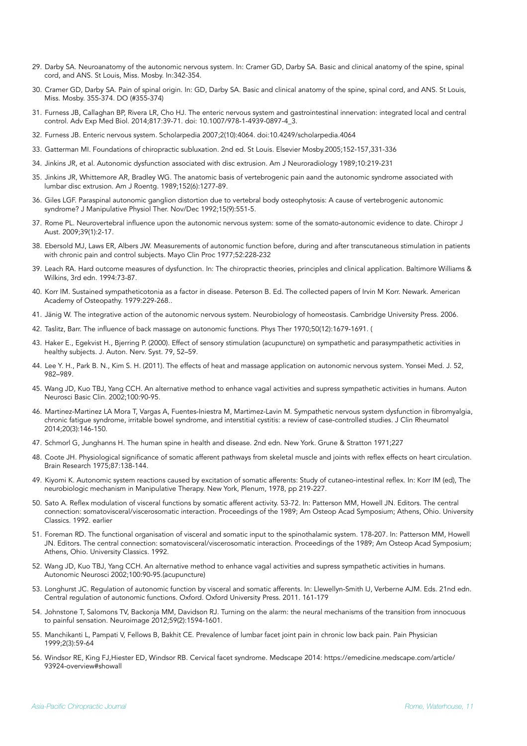29. Darby SA. Neuroanatomy of the autonomic nervous system. In: Cramer GD, Darby SA. Basic and clinical anatomy of the spine, spinal cord, and ANS. St Louis, Miss. Mosby. In:342-354.

30. Cramer GD, Darby SA. Pain of spinal origin. In: GD, Darby SA. Basic and clinical anatomy of the spine, spinal cord, and ANS. St Louis, Miss. Mosby. 355-374. DO (#355-374)

31. Furness JB, Callaghan BP, Rivera LR, Cho HJ. The enteric nervous system and gastrointestinal innervation: integrated local and central control. Adv Exp Med Biol. 2014;817:39-71. doi: 10.1007/978-1-4939-0897-4_3.

32. Furness JB. Enteric nervous system. Scholarpedia 2007;2(10):4064. doi:10.4249/scholarpedia.4064

33. Gatterman MI. Foundations of chiropractic subluxation. 2nd ed. St Louis. Elsevier Mosby.2005;152-157,331-336

34. Jinkins JR, et al. Autonomic dysfunction associated with disc extrusion. Am J Neuroradiology 1989;10:219-231

35. Jinkins JR, Whittemore AR, Bradley WG. The anatomic basis of vertebrogenic pain aand the autonomic syndrome associated with lumbar disc extrusion. Am J Roentg. 1989;152(6):1277-89.

36. Giles LGF. Paraspinal autonomic ganglion distortion due to vertebral body osteophytosis: A cause of vertebrogenic autonomic syndrome? J Manipulative Physiol Ther. Nov/Dec 1992;15(9):551-5.

37. Rome PL. Neurovertebral influence upon the autonomic nervous system: some of the somato-autonomic evidence to date. Chiropr J Aust. 2009;39(1):2-17.

38. Ebersold MJ, Laws ER, Albers JW. Measurements of autonomic function before, during and after transcutaneous stimulation in patients with chronic pain and control subjects. Mayo Clin Proc 1977;52:228-232

39. Leach RA. Hard outcome measures of dysfunction. In: The chiropractic theories, principles and clinical application. Baltimore Williams & Wilkins, 3rd edn. 1994:73-87.

40. Korr IM. Sustained sympatheticotonia as a factor in disease. Peterson B. Ed. The collected papers of Irvin M Korr. Newark. American Academy of Osteopathy. 1979:229-268..

41. Jänig W. The integrative action of the autonomic nervous system. Neurobiology of homeostasis. Cambridge University Press. 2006.

42. Taslitz, Barr. The influence of back massage on autonomic functions. Phys Ther 1970;50(12):1679-1691. (

43. Haker E., Egekvist H., Bjerring P. (2000). Effect of sensory stimulation (acupuncture) on sympathetic and parasympathetic activities in healthy subjects. J. Auton. Nerv. Syst. 79, 52–59.

44. Lee Y. H., Park B. N., Kim S. H. (2011). The effects of heat and massage application on autonomic nervous system. Yonsei Med. J. 52, 982–989.

45. Wang JD, Kuo TBJ, Yang CCH. An alternative method to enhance vagal activities and supress sympathetic activities in humans. Auton Neurosci Basic Clin. 2002;100:90-95.

46. Martinez-Martinez LA Mora T, Vargas A, Fuentes-Iniestra M, Martimez-Lavin M. Sympathetic nervous system dysfunction in fibromyalgia, chronic fatigue syndrome, irritable bowel syndrome, and interstitial cystitis: a review of case-controlled studies. J Clin Rheumatol 2014;20(3):146-150.

47. Schmorl G, Junghanns H. The human spine in health and disease. 2nd edn. New York. Grune & Stratton 1971;227

48. Coote JH. Physiological significance of somatic afferent pathways from skeletal muscle and joints with reflex effects on heart circulation. Brain Research 1975;87:138-144.

49. Kiyomi K. Autonomic system reactions caused by excitation of somatic afferents: Study of cutaneo-intestinal reflex. In: Korr IM (ed), The neurobiologic mechanism in Manipulative Therapy. New York, Plenum, 1978, pp 219-227.

50. Sato A. Reflex modulation of visceral functions by somatic afferent activity. 53-72. In: Patterson MM, Howell JN. Editors. The central connection: somatovisceral/viscerosomatic interaction. Proceedings of the 1989; Am Osteop Acad Symposium; Athens, Ohio. University Classics. 1992. earlier

51. Foreman RD. The functional organisation of visceral and somatic input to the spinothalamic system. 178-207. In: Patterson MM, Howell JN. Editors. The central connection: somatovisceral/viscerosomatic interaction. Proceedings of the 1989; Am Osteop Acad Symposium; Athens, Ohio. University Classics. 1992.

52. Wang JD, Kuo TBJ, Yang CCH. An alternative method to enhance vagal activities and supress sympathetic activities in humans. Autonomic Neurosci 2002;100:90-95.(acupuncture)

53. Longhurst JC. Regulation of autonomic function by visceral and somatic afferents. In: Llewellyn-Smith IJ, Verberne AJM. Eds. 21nd edn. Central regulation of autonomic functions. Oxford. Oxford University Press. 2011. 161-179

54. Johnstone T, Salomons TV, Backonja MM, Davidson RJ. Turning on the alarm: the neural mechanisms of the transition from innocuous to painful sensation. Neuroimage 2012;59(2):1594-1601.

55. Manchikanti L, Pampati V, Fellows B, Bakhit CE. Prevalence of lumbar facet joint pain in chronic low back pain. Pain Physician 1999;2(3):59-64

56. Windsor RE, King FJ,Hiester ED, Windsor RB. Cervical facet syndrome. Medscape 2014: https://emedicine.medscape.com/article/93924-overview#showall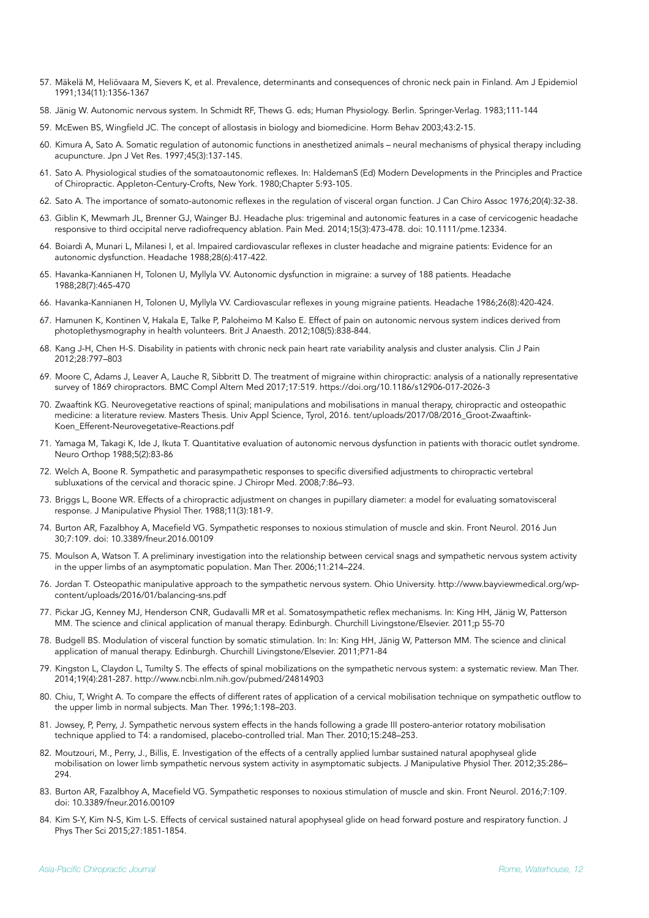57. Mäkelä M, Heliövaara M, Sievers K, et al. Prevalence, determinants and consequences of chronic neck pain in Finland. Am J Epidemiol 1991;134(11):1356-1367

58. Jänig W. Autonomic nervous system. In Schmidt RF, Thews G. eds; Human Physiology. Berlin. Springer-Verlag. 1983;111-144

59. McEwen BS, Wingfield JC. The concept of allostasis in biology and biomedicine. Horm Behav 2003;43:2-15.

60. Kimura A, Sato A. Somatic regulation of autonomic functions in anesthetized animals – neural mechanisms of physical therapy including acupuncture. Jpn J Vet Res. 1997;45(3):137-145.

61. Sato A. Physiological studies of the somatoautonomic reflexes. In: HaldemanS (Ed) Modern Developments in the Principles and Practice of Chiropractic. Appleton-Century-Crofts, New York. 1980;Chapter 5:93-105.

62. Sato A. The importance of somato-autonomic reflexes in the regulation of visceral organ function. J Can Chiro Assoc 1976;20(4):32-38.

63. Giblin K, Mewmarh JL, Brenner GJ, Wainger BJ. Headache plus: trigeminal and autonomic features in a case of cervicogenic headache responsive to third occipital nerve radiofrequency ablation. Pain Med. 2014;15(3):473-478. doi: 10.1111/pme.12334.

64. Boiardi A, Munari L, Milanesi I, et al. Impaired cardiovascular reflexes in cluster headache and migraine patients: Evidence for an autonomic dysfunction. Headache 1988;28(6):417-422.

65. Havanka-Kannianen H, Tolonen U, Myllyla VV. Autonomic dysfunction in migraine: a survey of 188 patients. Headache 1988;28(7):465-470

66. Havanka-Kannianen H, Tolonen U, Myllyla VV. Cardiovascular reflexes in young migraine patients. Headache 1986;26(8):420-424.

67. Hamunen K, Kontinen V, Hakala E, Talke P, Paloheimo M Kalso E. Effect of pain on autonomic nervous system indices derived from photoplethysmography in health volunteers. Brit J Anaesth. 2012;108(5):838-844.

68. Kang J-H, Chen H-S. Disability in patients with chronic neck pain heart rate variability analysis and cluster analysis. Clin J Pain 2012;28:797–803

69. Moore C, Adams J, Leaver A, Lauche R, Sibbritt D. The treatment of migraine within chiropractic: analysis of a nationally representative survey of 1869 chiropractors. BMC Compl Altern Med 2017;17:519. https://doi.org/10.1186/s12906-017-2026-3

70. Zwaaftink KG. Neurovegetative reactions of spinal; manipulations and mobilisations in manual therapy, chiropractic and osteopathic medicine: a literature review. Masters Thesis. Univ Appl Science, Tyrol, 2016. tent/uploads/2017/08/2016_Groot-Zwaaftink-Koen_Efferent-Neurovegetative-Reactions.pdf

71. Yamaga M, Takagi K, Ide J, Ikuta T. Quantitative evaluation of autonomic nervous dysfunction in patients with thoracic outlet syndrome. Neuro Orthop 1988;5(2):83-86

72. Welch A, Boone R. Sympathetic and parasympathetic responses to specific diversified adjustments to chiropractic vertebral subluxations of the cervical and thoracic spine. J Chiropr Med. 2008;7:86–93.

73. Briggs L, Boone WR. Effects of a chiropractic adjustment on changes in pupillary diameter: a model for evaluating somatovisceral response. J Manipulative Physiol Ther. 1988;11(3):181-9.

74. Burton AR, Fazalbhoy A, Macefield VG. Sympathetic responses to noxious stimulation of muscle and skin. Front Neurol. 2016 Jun 30;7:109. doi: 10.3389/fneur.2016.00109

75. Moulson A, Watson T. A preliminary investigation into the relationship between cervical snags and sympathetic nervous system activity in the upper limbs of an asymptomatic population. Man Ther. 2006;11:214–224.

76. Jordan T. Osteopathic manipulative approach to the sympathetic nervous system. Ohio University. http://www.bayviewmedical.org/wp-content/uploads/2016/01/balancing-sns.pdf

77. Pickar JG, Kenney MJ, Henderson CNR, Gudavalli MR et al. Somatosympathetic reflex mechanisms. In: King HH, Jänig W, Patterson MM. The science and clinical application of manual therapy. Edinburgh. Churchill Livingstone/Elsevier. 2011;p 55-70

78. Budgell BS. Modulation of visceral function by somatic stimulation. In: In: King HH, Jänig W, Patterson MM. The science and clinical application of manual therapy. Edinburgh. Churchill Livingstone/Elsevier. 2011;P71-84

79. Kingston L, Claydon L, Tumilty S. The effects of spinal mobilizations on the sympathetic nervous system: a systematic review. Man Ther. 2014;19(4):281-287. http://www.ncbi.nlm.nih.gov/pubmed/24814903

80. Chiu, T, Wright A. To compare the effects of different rates of application of a cervical mobilisation technique on sympathetic outflow to the upper limb in normal subjects. Man Ther. 1996;1:198–203.

81. Jowsey, P, Perry, J. Sympathetic nervous system effects in the hands following a grade III postero-anterior rotatory mobilisation technique applied to T4: a randomised, placebo-controlled trial. Man Ther. 2010;15:248–253.

82. Moutzouri, M., Perry, J., Billis, E. Investigation of the effects of a centrally applied lumbar sustained natural apophyseal glide mobilisation on lower limb sympathetic nervous system activity in asymptomatic subjects. J Manipulative Physiol Ther. 2012;35:286–294.

83. Burton AR, Fazalbhoy A, Macefield VG. Sympathetic responses to noxious stimulation of muscle and skin. Front Neurol. 2016;7:109. doi: 10.3389/fneur.2016.00109

84. Kim S-Y, Kim N-S, Kim L-S. Effects of cervical sustained natural apophyseal glide on head forward posture and respiratory function. J Phys Ther Sci 2015;27:1851-1854.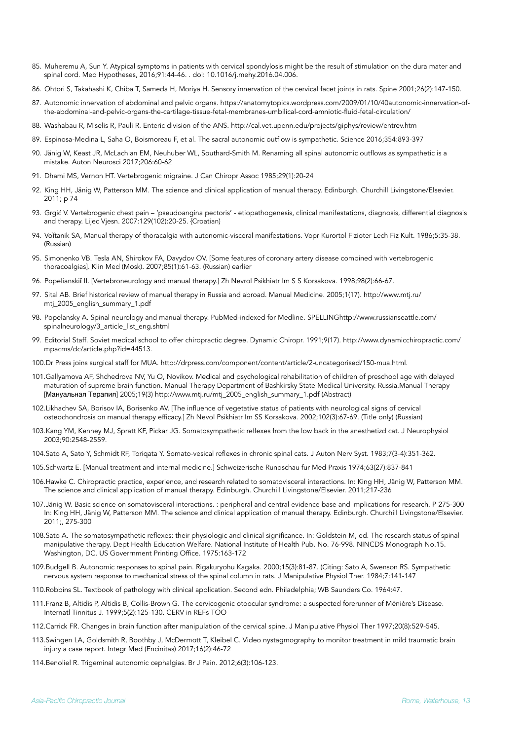85. Muheremu A, Sun Y. Atypical symptoms in patients with cervical spondylosis might be the result of stimulation on the dura mater and spinal cord. Med Hypotheses, 2016;91:44-46. . doi: 10.1016/j.mehy.2016.04.006.
86. Ohtori S, Takahashi K, Chiba T, Sameda H, Moriya H. Sensory innervation of the cervical facet joints in rats. Spine 2001;26(2):147-150.
87. Autonomic innervation of abdominal and pelvic organs. https://anatomytopics.wordpress.com/2009/01/10/40autonomic-innervation-of-the-abdominal-and-pelvic-organs-the-cartilage-tissue-fetal-membranes-umbilical-cord-amniotic-fluid-fetal-circulation/
88. Washabau R, Miselis R, Pauli R. Enteric division of the ANS. http://cal.vet.upenn.edu/projects/giphys/review/entrev.htm
89. Espinosa-Medina L, Saha O, Boismoreau F, et al. The sacral autonomic outflow is sympathetic. Science 2016;354:893-397
90. Jänig W, Keast JR, McLachlan EM, Neuhuber WL, Southard-Smith M. Renaming all spinal autonomic outflows as sympathetic is a mistake. Auton Neurosci 2017;206:60-62
91. Dhami MS, Vernon HT. Vertebrogenic migraine. J Can Chiropr Assoc 1985;29(1):20-24
92. King HH, Jänig W, Patterson MM. The science and clinical application of manual therapy. Edinburgh. Churchill Livingstone/Elsevier. 2011; p 74
93. Grgić V. Vertebrogenic chest pain – 'pseudoangina pectoris' - etiopathogenesis, clinical manifestations, diagnosis, differential diagnosis and therapy. Lijec Vjesn. 2007:129(102):20-25. (Croatian)
94. Voĭtanik SA, Manual therapy of thoracalgia with autonomic-visceral manifestations. Vopr Kurortol Fizioter Lech Fiz Kult. 1986;5:35-38. (Russian)
95. Simonenko VB. Tesla AN, Shirokov FA, Davydov OV. [Some features of coronary artery disease combined with vertebrogenic thoracoalgias]. Klin Med (Mosk). 2007;85(1):61-63. (Russian) earlier
96. Popelianskiĭ II. [Vertebroneurology and manual therapy.] Zh Nevrol Psikhiatr Im S S Korsakova. 1998;98(2):66-67.
97. Sital AB. Brief historical review of manual therapy in Russia and abroad. Manual Medicine. 2005;1(17). http://www.mtj.ru/mtj_2005_english_summary_1.pdf
98. Popelansky A. Spinal neurology and manual therapy. PubMed-indexed for Medline. SPELLINGhttp://www.russianseattle.com/spinalneurology/3_article_list_eng.shtml
99. Editorial Staff. Soviet medical school to offer chiropractic degree. Dynamic Chiropr. 1991;9(17). http://www.dynamicchiropractic.com/mpacms/dc/article.php?id=44513.
100. Dr Press joins surgical staff for MUA. http://drpress.com/component/content/article/2-uncategorised/150-mua.html.
101. Gallyamova AF, Shchedrova NV, Yu O, Novikov. Medical and psychological rehabilitation of children of preschool age with delayed maturation of supreme brain function. Manual Therapy Department of Bashkirsky State Medical University. Russia.Manual Therapy [Мануальная Терапия] 2005;19(3) http://www.mtj.ru/mtj_2005_english_summary_1.pdf (Abstract)
102. Likhachev SA, Borisov IA, Borisenko AV. [The influence of vegetative status of patients with neurological signs of cervical osteochondrosis on manual therapy efficacy.] Zh Nevol Psikhiatr Im SS Korsakova. 2002;102(3):67-69. (Title only) (Russian)
103. Kang YM, Kenney MJ, Spratt KF, Pickar JG. Somatosympathetic reflexes from the low back in the anesthetizd cat. J Neurophysiol 2003;90:2548-2559.
104. Sato A, Sato Y, Schmidt RF, Toriqata Y. Somato-vesical reflexes in chronic spinal cats. J Auton Nerv Syst. 1983;7(3-4):351-362.
105. Schwartz E. [Manual treatment and internal medicine.] Schweizerische Rundschau fur Med Praxis 1974;63(27):837-841
106. Hawke C. Chiropractic practice, experience, and research related to somatovisceral interactions. In: King HH, Jänig W, Patterson MM. The science and clinical application of manual therapy. Edinburgh. Churchill Livingstone/Elsevier. 2011;217-236
107. Jänig W. Basic science on somatovisceral interactions. : peripheral and central evidence base and implications for research. P 275-300 In: King HH, Jänig W, Patterson MM. The science and clinical application of manual therapy. Edinburgh. Churchill Livingstone/Elsevier. 2011;, 275-300
108. Sato A. The somatosympathetic reflexes: their physiologic and clinical significance. In: Goldstein M, ed. The research status of spinal manipulative therapy. Dept Health Education Welfare. National Institute of Health Pub. No. 76-998. NINCDS Monograph No.15. Washington, DC. US Goverrnment Printing Office. 1975:163-172
109. Budgell B. Autonomic responses to spinal pain. Rigakuryohu Kagaka. 2000;15(3):81-87. (Citing: Sato A, Swenson RS. Sympathetic nervous system response to mechanical stress of the spinal column in rats. J Manipulative Physiol Ther. 1984;7:141-147
110. Robbins SL. Textbook of pathology with clinical application. Second edn. Philadelphia; WB Saunders Co. 1964:47.
111. Franz B, Altidis P, Altidis B, Collis-Brown G. The cervicogenic otoocular syndrome: a suspected forerunner of Ménière's Disease. Internatl Tinnitus J. 1999;5(2):125-130. CERV in REFs TOO
112. Carrick FR. Changes in brain function after manipulation of the cervical spine. J Manipulative Physiol Ther 1997;20(8):529-545.
113. Swingen LA, Goldsmith R, Boothby J, McDermott T, Kleibel C. Video nystagmography to monitor treatment in mild traumatic brain injury a case report. Integr Med (Encinitas) 2017;16(2):46-72
114. Benoliel R. Trigeminal autonomic cephalgias. Br J Pain. 2012;6(3):106-123.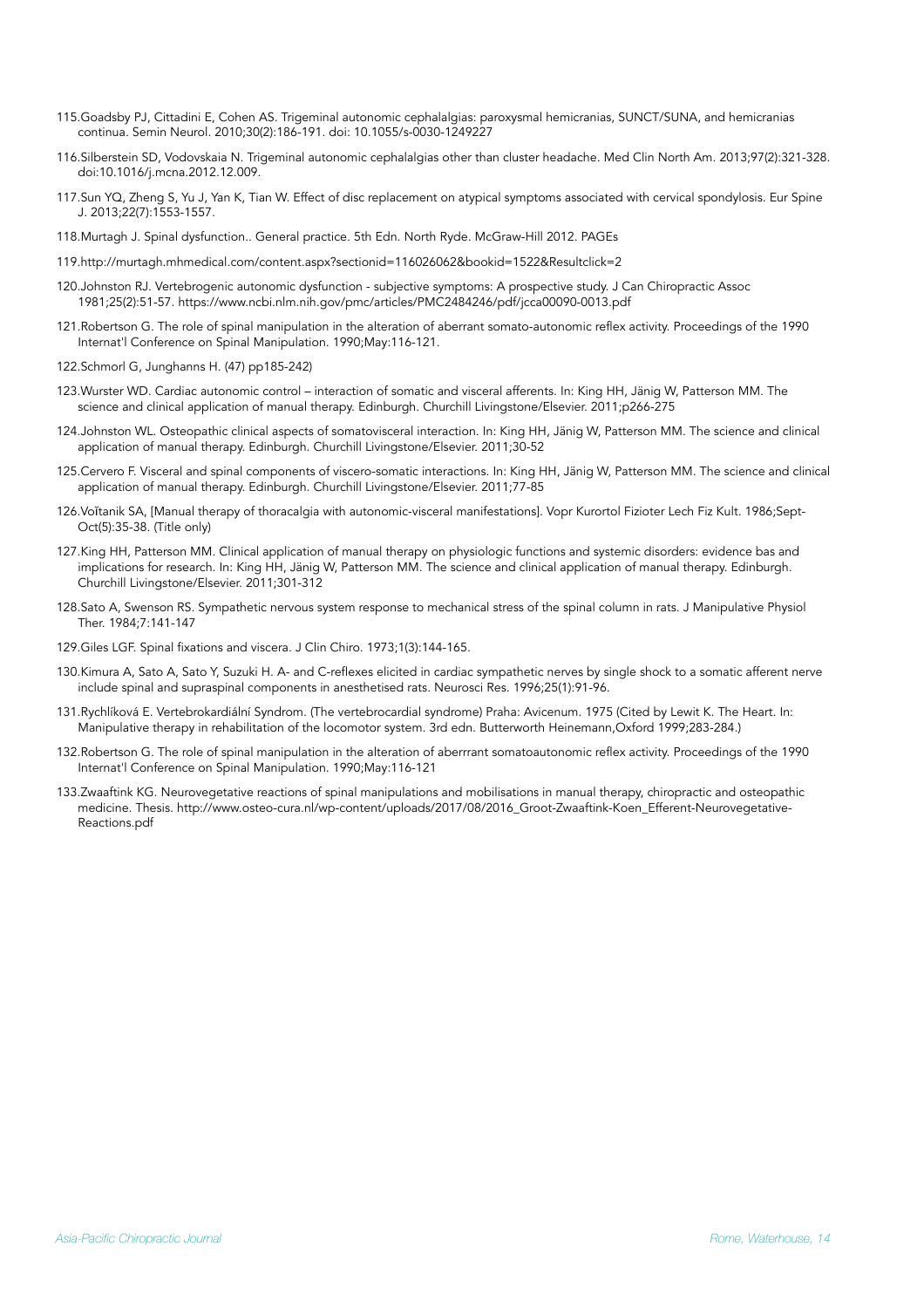115. Goadsby PJ, Cittadini E, Cohen AS. Trigeminal autonomic cephalalgias: paroxysmal hemicranias, SUNCT/SUNA, and hemicranias continua. Semin Neurol. 2010;30(2):186-191. doi: 10.1055/s-0030-1249227

116. Silberstein SD, Vodovskaia N. Trigeminal autonomic cephalalgias other than cluster headache. Med Clin North Am. 2013;97(2):321-328. doi:10.1016/j.mcna.2012.12.009.

117. Sun YQ, Zheng S, Yu J, Yan K, Tian W. Effect of disc replacement on atypical symptoms associated with cervical spondylosis. Eur Spine J. 2013;22(7):1553-1557.

118. Murtagh J. Spinal dysfunction.. General practice. 5th Edn. North Ryde. McGraw-Hill 2012. PAGEs

119. http://murtagh.mhmedical.com/content.aspx?sectionid=116026062&bookid=1522&Resultclick=2

120. Johnston RJ. Vertebrogenic autonomic dysfunction - subjective symptoms: A prospective study. J Can Chiropractic Assoc 1981;25(2):51-57. https://www.ncbi.nlm.nih.gov/pmc/articles/PMC2484246/pdf/jcca00090-0013.pdf

121. Robertson G. The role of spinal manipulation in the alteration of aberrant somato-autonomic reflex activity. Proceedings of the 1990 Internat'l Conference on Spinal Manipulation. 1990;May:116-121.

122. Schmorl G, Junghanns H. (47) pp185-242)

123. Wurster WD. Cardiac autonomic control – interaction of somatic and visceral afferents. In: King HH, Jänig W, Patterson MM. The science and clinical application of manual therapy. Edinburgh. Churchill Livingstone/Elsevier. 2011;p266-275

124. Johnston WL. Osteopathic clinical aspects of somatovisceral interaction. In: King HH, Jänig W, Patterson MM. The science and clinical application of manual therapy. Edinburgh. Churchill Livingstone/Elsevier. 2011;30-52

125. Cervero F. Visceral and spinal components of viscero-somatic interactions. In: King HH, Jänig W, Patterson MM. The science and clinical application of manual therapy. Edinburgh. Churchill Livingstone/Elsevier. 2011;77-85

126. Voĭtanik SA, [Manual therapy of thoracalgia with autonomic-visceral manifestations]. Vopr Kurortol Fizioter Lech Fiz Kult. 1986;Sept-Oct(5):35-38. (Title only)

127. King HH, Patterson MM. Clinical application of manual therapy on physiologic functions and systemic disorders: evidence bas and implications for research. In: King HH, Jänig W, Patterson MM. The science and clinical application of manual therapy. Edinburgh. Churchill Livingstone/Elsevier. 2011;301-312

128. Sato A, Swenson RS. Sympathetic nervous system response to mechanical stress of the spinal column in rats. J Manipulative Physiol Ther. 1984;7:141-147

129. Giles LGF. Spinal fixations and viscera. J Clin Chiro. 1973;1(3):144-165.

130. Kimura A, Sato A, Sato Y, Suzuki H. A- and C-reflexes elicited in cardiac sympathetic nerves by single shock to a somatic afferent nerve include spinal and supraspinal components in anesthetised rats. Neurosci Res. 1996;25(1):91-96.

131. Rychlíková E. Vertebrokardiální Syndrom. (The vertebrocardial syndrome) Praha: Avicenum. 1975 (Cited by Lewit K. The Heart. In: Manipulative therapy in rehabilitation of the locomotor system. 3rd edn. Butterworth Heinemann,Oxford 1999;283-284.)

132. Robertson G. The role of spinal manipulation in the alteration of aberrrant somatoautonomic reflex activity. Proceedings of the 1990 Internat'l Conference on Spinal Manipulation. 1990;May:116-121

133. Zwaaftink KG. Neurovegetative reactions of spinal manipulations and mobilisations in manual therapy, chiropractic and osteopathic medicine. Thesis. http://www.osteo-cura.nl/wp-content/uploads/2017/08/2016_Groot-Zwaaftink-Koen_Efferent-Neurovegetative-Reactions.pdf